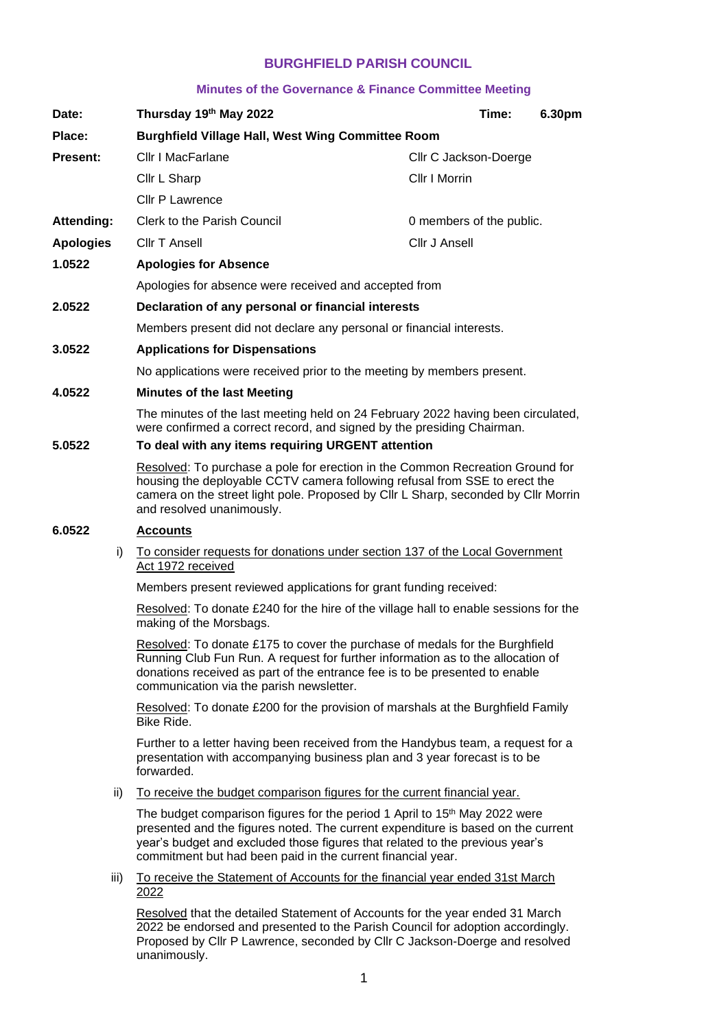**BURGHFIELD PARISH COUNCIL**

**Minutes of the Governance & Finance Committee Meeting**

| | | | |
|---|---|---|---|
| **Date:** | **Thursday 19th May 2022** | **Time:** | **6.30pm** |
| **Place:** | **Burghfield Village Hall, West Wing Committee Room** | | |
| **Present:** | Cllr I MacFarlane | Cllr C Jackson-Doerge | |
| | Cllr L Sharp | Cllr I Morrin | |
| | Cllr P Lawrence | | |
| **Attending:** | Clerk to the Parish Council | 0 members of the public. | |
| **Apologies** | Cllr T Ansell | Cllr J Ansell | |

**1.0522 Apologies for Absence**

Apologies for absence were received and accepted from

**2.0522 Declaration of any personal or financial interests**

Members present did not declare any personal or financial interests.

**3.0522 Applications for Dispensations**

No applications were received prior to the meeting by members present.

**4.0522 Minutes of the last Meeting**

The minutes of the last meeting held on 24 February 2022 having been circulated, were confirmed a correct record, and signed by the presiding Chairman.

**5.0522 To deal with any items requiring URGENT attention**

Resolved: To purchase a pole for erection in the Common Recreation Ground for housing the deployable CCTV camera following refusal from SSE to erect the camera on the street light pole. Proposed by Cllr L Sharp, seconded by Cllr Morrin and resolved unanimously.

**6.0522 Accounts**

i) To consider requests for donations under section 137 of the Local Government Act 1972 received

Members present reviewed applications for grant funding received:

Resolved: To donate £240 for the hire of the village hall to enable sessions for the making of the Morsbags.

Resolved: To donate £175 to cover the purchase of medals for the Burghfield Running Club Fun Run. A request for further information as to the allocation of donations received as part of the entrance fee is to be presented to enable communication via the parish newsletter.

Resolved: To donate £200 for the provision of marshals at the Burghfield Family Bike Ride.

Further to a letter having been received from the Handybus team, a request for a presentation with accompanying business plan and 3 year forecast is to be forwarded.

ii) To receive the budget comparison figures for the current financial year.

The budget comparison figures for the period 1 April to 15th May 2022 were presented and the figures noted. The current expenditure is based on the current year's budget and excluded those figures that related to the previous year's commitment but had been paid in the current financial year.

iii) To receive the Statement of Accounts for the financial year ended 31st March 2022

Resolved that the detailed Statement of Accounts for the year ended 31 March 2022 be endorsed and presented to the Parish Council for adoption accordingly. Proposed by Cllr P Lawrence, seconded by Cllr C Jackson-Doerge and resolved unanimously.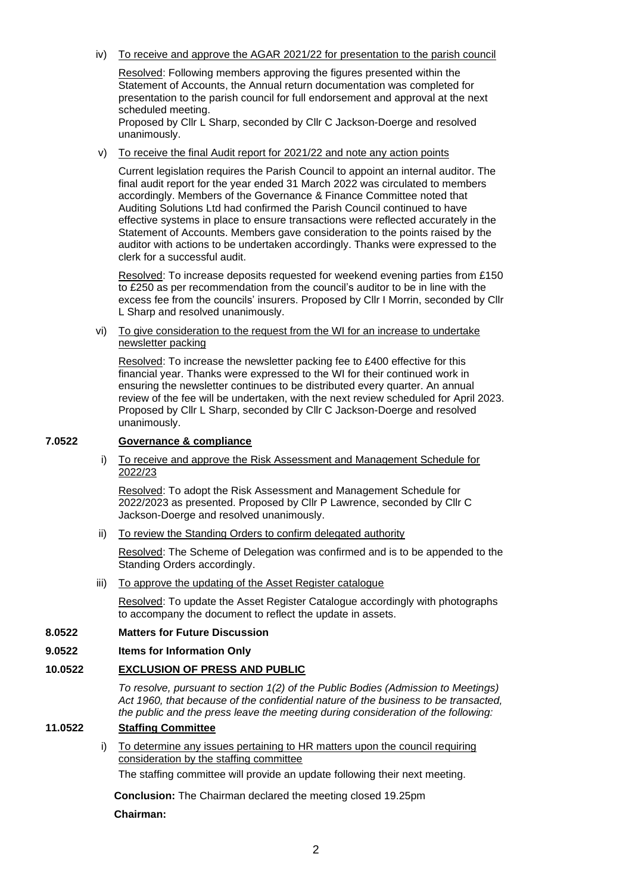iv) To receive and approve the AGAR 2021/22 for presentation to the parish council

Resolved: Following members approving the figures presented within the Statement of Accounts, the Annual return documentation was completed for presentation to the parish council for full endorsement and approval at the next scheduled meeting.
Proposed by Cllr L Sharp, seconded by Cllr C Jackson-Doerge and resolved unanimously.

v) To receive the final Audit report for 2021/22 and note any action points

Current legislation requires the Parish Council to appoint an internal auditor. The final audit report for the year ended 31 March 2022 was circulated to members accordingly. Members of the Governance & Finance Committee noted that Auditing Solutions Ltd had confirmed the Parish Council continued to have effective systems in place to ensure transactions were reflected accurately in the Statement of Accounts. Members gave consideration to the points raised by the auditor with actions to be undertaken accordingly. Thanks were expressed to the clerk for a successful audit.

Resolved: To increase deposits requested for weekend evening parties from £150 to £250 as per recommendation from the council's auditor to be in line with the excess fee from the councils' insurers. Proposed by Cllr I Morrin, seconded by Cllr L Sharp and resolved unanimously.

vi) To give consideration to the request from the WI for an increase to undertake newsletter packing

Resolved: To increase the newsletter packing fee to £400 effective for this financial year. Thanks were expressed to the WI for their continued work in ensuring the newsletter continues to be distributed every quarter. An annual review of the fee will be undertaken, with the next review scheduled for April 2023. Proposed by Cllr L Sharp, seconded by Cllr C Jackson-Doerge and resolved unanimously.

**7.0522 Governance & compliance**

i) To receive and approve the Risk Assessment and Management Schedule for 2022/23

Resolved: To adopt the Risk Assessment and Management Schedule for 2022/2023 as presented. Proposed by Cllr P Lawrence, seconded by Cllr C Jackson-Doerge and resolved unanimously.

ii) To review the Standing Orders to confirm delegated authority

Resolved: The Scheme of Delegation was confirmed and is to be appended to the Standing Orders accordingly.

iii) To approve the updating of the Asset Register catalogue

Resolved: To update the Asset Register Catalogue accordingly with photographs to accompany the document to reflect the update in assets.

**8.0522 Matters for Future Discussion**

**9.0522 Items for Information Only**

**10.0522 EXCLUSION OF PRESS AND PUBLIC**

*To resolve, pursuant to section 1(2) of the Public Bodies (Admission to Meetings) Act 1960, that because of the confidential nature of the business to be transacted, the public and the press leave the meeting during consideration of the following:*

**11.0522 Staffing Committee**

i) To determine any issues pertaining to HR matters upon the council requiring consideration by the staffing committee

The staffing committee will provide an update following their next meeting.

**Conclusion:** The Chairman declared the meeting closed 19.25pm

**Chairman:**